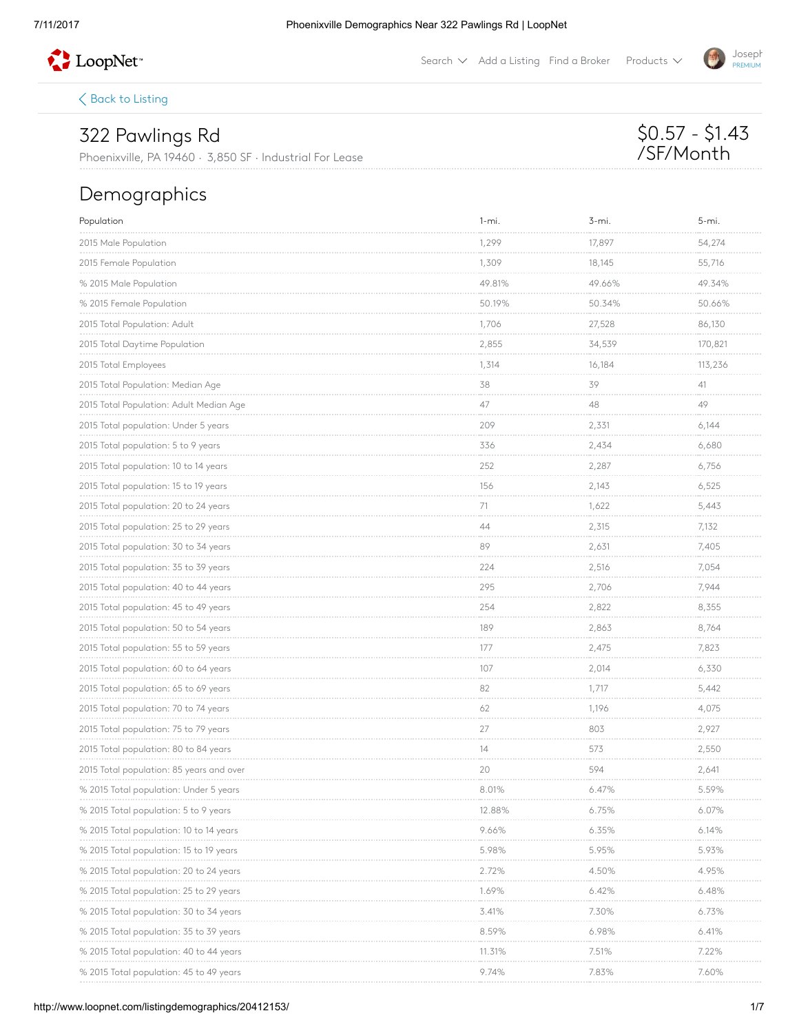Back to Listing

# 322 Pawlings Rd

Phoenixville, PA 19460 · 3,850 SF · Industrial For Lease

$0.57 - $1.43 /SF/Month

## Demographics

| Population | 1-mi. | 3-mi. | 5-mi. |
|---|---|---|---|
| 2015 Male Population | 1,299 | 17,897 | 54,274 |
| 2015 Female Population | 1,309 | 18,145 | 55,716 |
| % 2015 Male Population | 49.81% | 49.66% | 49.34% |
| % 2015 Female Population | 50.19% | 50.34% | 50.66% |
| 2015 Total Population: Adult | 1,706 | 27,528 | 86,130 |
| 2015 Total Daytime Population | 2,855 | 34,539 | 170,821 |
| 2015 Total Employees | 1,314 | 16,184 | 113,236 |
| 2015 Total Population: Median Age | 38 | 39 | 41 |
| 2015 Total Population: Adult Median Age | 47 | 48 | 49 |
| 2015 Total population: Under 5 years | 209 | 2,331 | 6,144 |
| 2015 Total population: 5 to 9 years | 336 | 2,434 | 6,680 |
| 2015 Total population: 10 to 14 years | 252 | 2,287 | 6,756 |
| 2015 Total population: 15 to 19 years | 156 | 2,143 | 6,525 |
| 2015 Total population: 20 to 24 years | 71 | 1,622 | 5,443 |
| 2015 Total population: 25 to 29 years | 44 | 2,315 | 7,132 |
| 2015 Total population: 30 to 34 years | 89 | 2,631 | 7,405 |
| 2015 Total population: 35 to 39 years | 224 | 2,516 | 7,054 |
| 2015 Total population: 40 to 44 years | 295 | 2,706 | 7,944 |
| 2015 Total population: 45 to 49 years | 254 | 2,822 | 8,355 |
| 2015 Total population: 50 to 54 years | 189 | 2,863 | 8,764 |
| 2015 Total population: 55 to 59 years | 177 | 2,475 | 7,823 |
| 2015 Total population: 60 to 64 years | 107 | 2,014 | 6,330 |
| 2015 Total population: 65 to 69 years | 82 | 1,717 | 5,442 |
| 2015 Total population: 70 to 74 years | 62 | 1,196 | 4,075 |
| 2015 Total population: 75 to 79 years | 27 | 803 | 2,927 |
| 2015 Total population: 80 to 84 years | 14 | 573 | 2,550 |
| 2015 Total population: 85 years and over | 20 | 594 | 2,641 |
| % 2015 Total population: Under 5 years | 8.01% | 6.47% | 5.59% |
| % 2015 Total population: 5 to 9 years | 12.88% | 6.75% | 6.07% |
| % 2015 Total population: 10 to 14 years | 9.66% | 6.35% | 6.14% |
| % 2015 Total population: 15 to 19 years | 5.98% | 5.95% | 5.93% |
| % 2015 Total population: 20 to 24 years | 2.72% | 4.50% | 4.95% |
| % 2015 Total population: 25 to 29 years | 1.69% | 6.42% | 6.48% |
| % 2015 Total population: 30 to 34 years | 3.41% | 7.30% | 6.73% |
| % 2015 Total population: 35 to 39 years | 8.59% | 6.98% | 6.41% |
| % 2015 Total population: 40 to 44 years | 11.31% | 7.51% | 7.22% |
| % 2015 Total population: 45 to 49 years | 9.74% | 7.83% | 7.60% |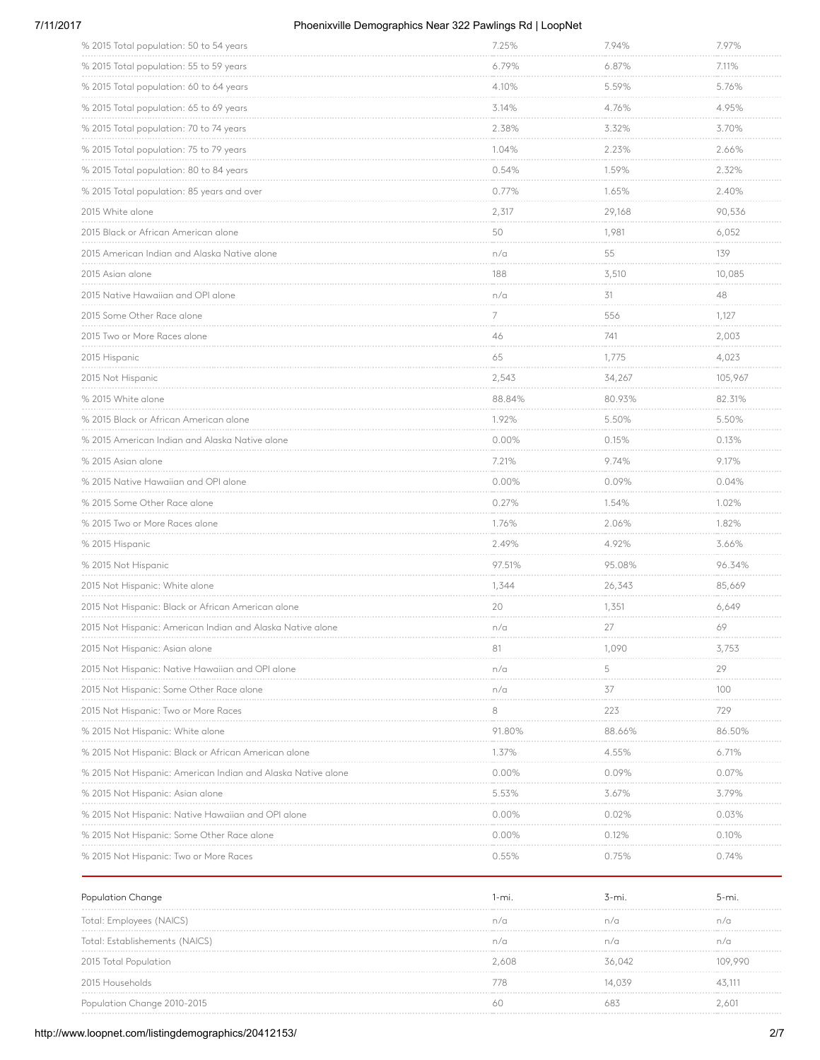| | | | |
|---|---|---|---|
| % 2015 Total population: 50 to 54 years | 7.25% | 7.94% | 7.97% |
| % 2015 Total population: 55 to 59 years | 6.79% | 6.87% | 7.11% |
| % 2015 Total population: 60 to 64 years | 4.10% | 5.59% | 5.76% |
| % 2015 Total population: 65 to 69 years | 3.14% | 4.76% | 4.95% |
| % 2015 Total population: 70 to 74 years | 2.38% | 3.32% | 3.70% |
| % 2015 Total population: 75 to 79 years | 1.04% | 2.23% | 2.66% |
| % 2015 Total population: 80 to 84 years | 0.54% | 1.59% | 2.32% |
| % 2015 Total population: 85 years and over | 0.77% | 1.65% | 2.40% |
| 2015 White alone | 2,317 | 29,168 | 90,536 |
| 2015 Black or African American alone | 50 | 1,981 | 6,052 |
| 2015 American Indian and Alaska Native alone | n/a | 55 | 139 |
| 2015 Asian alone | 188 | 3,510 | 10,085 |
| 2015 Native Hawaiian and OPI alone | n/a | 31 | 48 |
| 2015 Some Other Race alone | 7 | 556 | 1,127 |
| 2015 Two or More Races alone | 46 | 741 | 2,003 |
| 2015 Hispanic | 65 | 1,775 | 4,023 |
| 2015 Not Hispanic | 2,543 | 34,267 | 105,967 |
| % 2015 White alone | 88.84% | 80.93% | 82.31% |
| % 2015 Black or African American alone | 1.92% | 5.50% | 5.50% |
| % 2015 American Indian and Alaska Native alone | 0.00% | 0.15% | 0.13% |
| % 2015 Asian alone | 7.21% | 9.74% | 9.17% |
| % 2015 Native Hawaiian and OPI alone | 0.00% | 0.09% | 0.04% |
| % 2015 Some Other Race alone | 0.27% | 1.54% | 1.02% |
| % 2015 Two or More Races alone | 1.76% | 2.06% | 1.82% |
| % 2015 Hispanic | 2.49% | 4.92% | 3.66% |
| % 2015 Not Hispanic | 97.51% | 95.08% | 96.34% |
| 2015 Not Hispanic: White alone | 1,344 | 26,343 | 85,669 |
| 2015 Not Hispanic: Black or African American alone | 20 | 1,351 | 6,649 |
| 2015 Not Hispanic: American Indian and Alaska Native alone | n/a | 27 | 69 |
| 2015 Not Hispanic: Asian alone | 81 | 1,090 | 3,753 |
| 2015 Not Hispanic: Native Hawaiian and OPI alone | n/a | 5 | 29 |
| 2015 Not Hispanic: Some Other Race alone | n/a | 37 | 100 |
| 2015 Not Hispanic: Two or More Races | 8 | 223 | 729 |
| % 2015 Not Hispanic: White alone | 91.80% | 88.66% | 86.50% |
| % 2015 Not Hispanic: Black or African American alone | 1.37% | 4.55% | 6.71% |
| % 2015 Not Hispanic: American Indian and Alaska Native alone | 0.00% | 0.09% | 0.07% |
| % 2015 Not Hispanic: Asian alone | 5.53% | 3.67% | 3.79% |
| % 2015 Not Hispanic: Native Hawaiian and OPI alone | 0.00% | 0.02% | 0.03% |
| % 2015 Not Hispanic: Some Other Race alone | 0.00% | 0.12% | 0.10% |
| % 2015 Not Hispanic: Two or More Races | 0.55% | 0.75% | 0.74% |

| Population Change | 1-mi. | 3-mi. | 5-mi. |
|---|---|---|---|
| Total: Employees (NAICS) | n/a | n/a | n/a |
| Total: Establishements (NAICS) | n/a | n/a | n/a |
| 2015 Total Population | 2,608 | 36,042 | 109,990 |
| 2015 Households | 778 | 14,039 | 43,111 |
| Population Change 2010-2015 | 60 | 683 | 2,601 |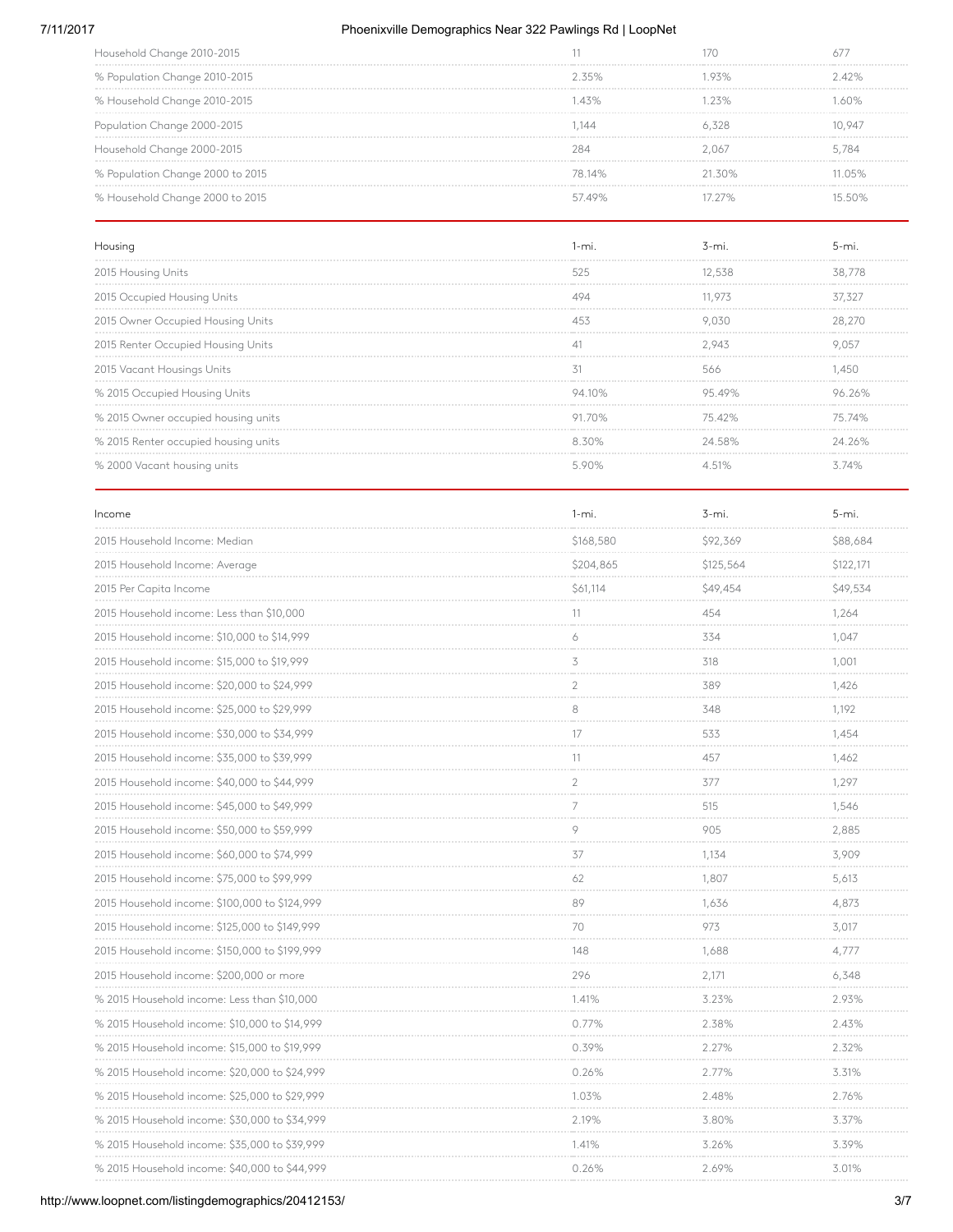| | | | |
|---|---|---|---|
| Household Change 2010-2015 | 11 | 170 | 677 |
| % Population Change 2010-2015 | 2.35% | 1.93% | 2.42% |
| % Household Change 2010-2015 | 1.43% | 1.23% | 1.60% |
| Population Change 2000-2015 | 1,144 | 6,328 | 10,947 |
| Household Change 2000-2015 | 284 | 2,067 | 5,784 |
| % Population Change 2000 to 2015 | 78.14% | 21.30% | 11.05% |
| % Household Change 2000 to 2015 | 57.49% | 17.27% | 15.50% |

| Housing | 1-mi. | 3-mi. | 5-mi. |
|---|---|---|---|
| 2015 Housing Units | 525 | 12,538 | 38,778 |
| 2015 Occupied Housing Units | 494 | 11,973 | 37,327 |
| 2015 Owner Occupied Housing Units | 453 | 9,030 | 28,270 |
| 2015 Renter Occupied Housing Units | 41 | 2,943 | 9,057 |
| 2015 Vacant Housings Units | 31 | 566 | 1,450 |
| % 2015 Occupied Housing Units | 94.10% | 95.49% | 96.26% |
| % 2015 Owner occupied housing units | 91.70% | 75.42% | 75.74% |
| % 2015 Renter occupied housing units | 8.30% | 24.58% | 24.26% |
| % 2000 Vacant housing units | 5.90% | 4.51% | 3.74% |

| Income | 1-mi. | 3-mi. | 5-mi. |
|---|---|---|---|
| 2015 Household Income: Median | $168,580 | $92,369 | $88,684 |
| 2015 Household Income: Average | $204,865 | $125,564 | $122,171 |
| 2015 Per Capita Income | $61,114 | $49,454 | $49,534 |
| 2015 Household income: Less than $10,000 | 11 | 454 | 1,264 |
| 2015 Household income: $10,000 to $14,999 | 6 | 334 | 1,047 |
| 2015 Household income: $15,000 to $19,999 | 3 | 318 | 1,001 |
| 2015 Household income: $20,000 to $24,999 | 2 | 389 | 1,426 |
| 2015 Household income: $25,000 to $29,999 | 8 | 348 | 1,192 |
| 2015 Household income: $30,000 to $34,999 | 17 | 533 | 1,454 |
| 2015 Household income: $35,000 to $39,999 | 11 | 457 | 1,462 |
| 2015 Household income: $40,000 to $44,999 | 2 | 377 | 1,297 |
| 2015 Household income: $45,000 to $49,999 | 7 | 515 | 1,546 |
| 2015 Household income: $50,000 to $59,999 | 9 | 905 | 2,885 |
| 2015 Household income: $60,000 to $74,999 | 37 | 1,134 | 3,909 |
| 2015 Household income: $75,000 to $99,999 | 62 | 1,807 | 5,613 |
| 2015 Household income: $100,000 to $124,999 | 89 | 1,636 | 4,873 |
| 2015 Household income: $125,000 to $149,999 | 70 | 973 | 3,017 |
| 2015 Household income: $150,000 to $199,999 | 148 | 1,688 | 4,777 |
| 2015 Household income: $200,000 or more | 296 | 2,171 | 6,348 |
| % 2015 Household income: Less than $10,000 | 1.41% | 3.23% | 2.93% |
| % 2015 Household income: $10,000 to $14,999 | 0.77% | 2.38% | 2.43% |
| % 2015 Household income: $15,000 to $19,999 | 0.39% | 2.27% | 2.32% |
| % 2015 Household income: $20,000 to $24,999 | 0.26% | 2.77% | 3.31% |
| % 2015 Household income: $25,000 to $29,999 | 1.03% | 2.48% | 2.76% |
| % 2015 Household income: $30,000 to $34,999 | 2.19% | 3.80% | 3.37% |
| % 2015 Household income: $35,000 to $39,999 | 1.41% | 3.26% | 3.39% |
| % 2015 Household income: $40,000 to $44,999 | 0.26% | 2.69% | 3.01% |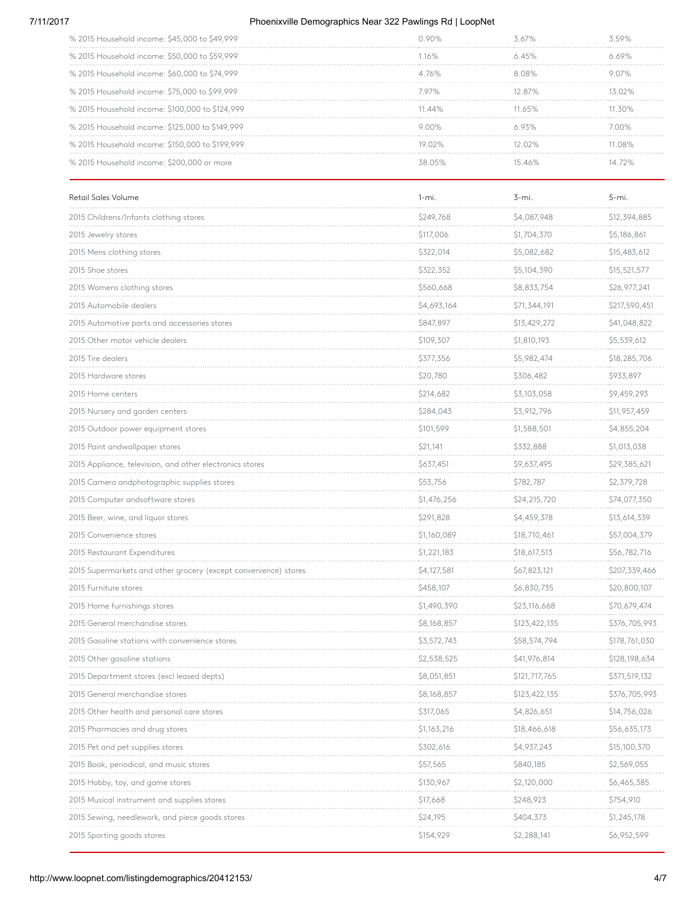| | | | |
|---|---|---|---|
| % 2015 Household income: $45,000 to $49,999 | 0.90% | 3.67% | 3.59% |
| % 2015 Household income: $50,000 to $59,999 | 1.16% | 6.45% | 6.69% |
| % 2015 Household income: $60,000 to $74,999 | 4.76% | 8.08% | 9.07% |
| % 2015 Household income: $75,000 to $99,999 | 7.97% | 12.87% | 13.02% |
| % 2015 Household income: $100,000 to $124,999 | 11.44% | 11.65% | 11.30% |
| % 2015 Household income: $125,000 to $149,999 | 9.00% | 6.93% | 7.00% |
| % 2015 Household income: $150,000 to $199,999 | 19.02% | 12.02% | 11.08% |
| % 2015 Household income: $200,000 or more | 38.05% | 15.46% | 14.72% |

| Retail Sales Volume | 1-mi. | 3-mi. | 5-mi. |
|---|---|---|---|
| 2015 Childrens/Infants clothing stores | $249,768 | $4,087,948 | $12,394,885 |
| 2015 Jewelry stores | $117,006 | $1,704,370 | $5,186,861 |
| 2015 Mens clothing stores | $322,014 | $5,082,682 | $15,483,612 |
| 2015 Shoe stores | $322,352 | $5,104,390 | $15,521,577 |
| 2015 Womens clothing stores | $560,668 | $8,833,754 | $26,977,241 |
| 2015 Automobile dealers | $4,693,164 | $71,344,191 | $217,590,451 |
| 2015 Automotive parts and accessories stores | $847,897 | $13,429,272 | $41,048,822 |
| 2015 Other motor vehicle dealers | $109,307 | $1,810,193 | $5,539,612 |
| 2015 Tire dealers | $377,356 | $5,982,474 | $18,285,706 |
| 2015 Hardware stores | $20,780 | $306,482 | $933,897 |
| 2015 Home centers | $214,682 | $3,103,058 | $9,459,293 |
| 2015 Nursery and garden centers | $284,043 | $3,912,796 | $11,957,459 |
| 2015 Outdoor power equipment stores | $101,599 | $1,588,501 | $4,855,204 |
| 2015 Paint andwallpaper stores | $21,141 | $332,888 | $1,013,038 |
| 2015 Appliance, television, and other electronics stores | $637,451 | $9,637,495 | $29,385,621 |
| 2015 Camera andphotographic supplies stores | $53,756 | $782,787 | $2,379,728 |
| 2015 Computer andsoftware stores | $1,476,256 | $24,215,720 | $74,077,350 |
| 2015 Beer, wine, and liquor stores | $291,828 | $4,459,378 | $13,614,339 |
| 2015 Convenience stores | $1,160,089 | $18,710,461 | $57,004,379 |
| 2015 Restaurant Expenditures | $1,221,183 | $18,617,513 | $56,782,716 |
| 2015 Supermarkets and other grocery (except convenience) stores | $4,127,581 | $67,823,121 | $207,339,466 |
| 2015 Furniture stores | $458,107 | $6,830,735 | $20,800,107 |
| 2015 Home furnishings stores | $1,490,390 | $23,116,668 | $70,679,474 |
| 2015 General merchandise stores | $8,168,857 | $123,422,135 | $376,705,993 |
| 2015 Gasoline stations with convenience stores | $3,572,743 | $58,574,794 | $178,761,030 |
| 2015 Other gasoline stations | $2,538,525 | $41,976,814 | $128,198,634 |
| 2015 Department stores (excl leased depts) | $8,051,851 | $121,717,765 | $371,519,132 |
| 2015 General merchandise stores | $8,168,857 | $123,422,135 | $376,705,993 |
| 2015 Other health and personal care stores | $317,065 | $4,826,651 | $14,756,026 |
| 2015 Pharmacies and drug stores | $1,163,216 | $18,466,618 | $56,635,173 |
| 2015 Pet and pet supplies stores | $302,616 | $4,937,243 | $15,100,370 |
| 2015 Book, periodical, and music stores | $57,565 | $840,185 | $2,569,055 |
| 2015 Hobby, toy, and game stores | $130,967 | $2,120,000 | $6,465,385 |
| 2015 Musical instrument and supplies stores | $17,668 | $248,923 | $754,910 |
| 2015 Sewing, needlework, and piece goods stores | $24,195 | $404,373 | $1,245,178 |
| 2015 Sporting goods stores | $154,929 | $2,288,141 | $6,952,599 |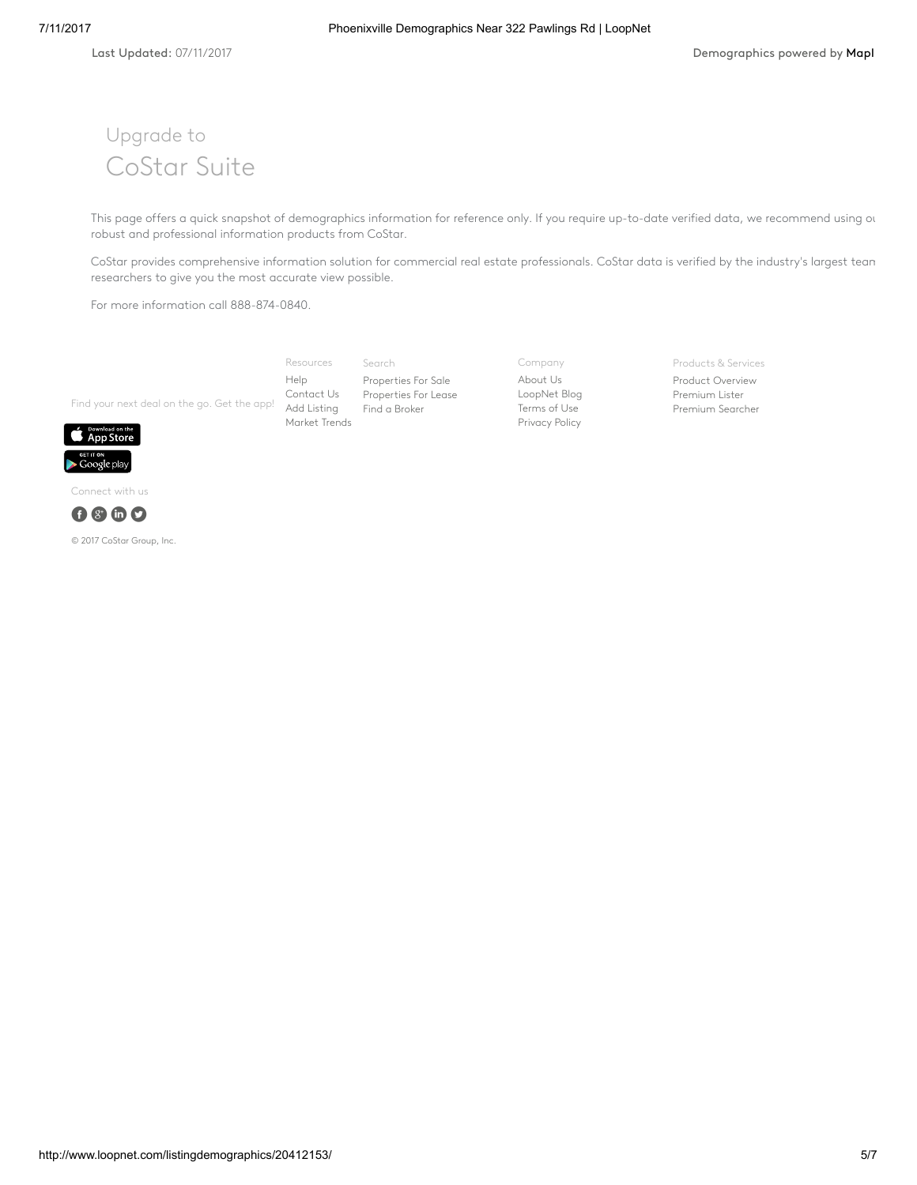Last Updated: 07/11/2017

Demographics powered by Mapl

## Upgrade to
# CoStar Suite

This page offers a quick snapshot of demographics information for reference only. If you require up-to-date verified data, we recommend using ou robust and professional information products from CoStar.

CoStar provides comprehensive information solution for commercial real estate professionals. CoStar data is verified by the industry's largest team researchers to give you the most accurate view possible.

For more information call 888-874-0840.

Find your next deal on the go. Get the app!

Resources
- Help
- Contact Us
- Add Listing
- Market Trends

Search
- Properties For Sale
- Properties For Lease
- Find a Broker

Company
- About Us
- LoopNet Blog
- Terms of Use
- Privacy Policy

Products & Services
- Product Overview
- Premium Lister
- Premium Searcher

Connect with us

© 2017 CoStar Group, Inc.